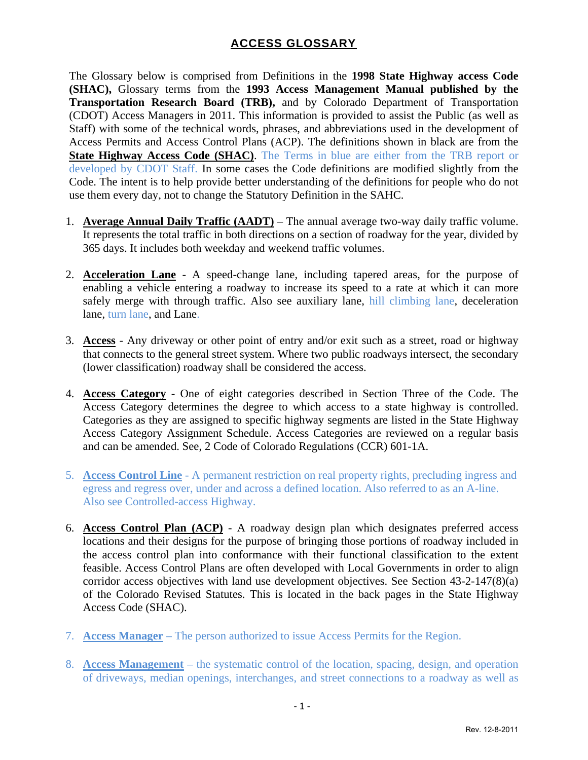# ACCESS GLOSSARY

The Glossary below is comprised from Definitions in the **1998 State Highway access Code (SHAC),** Glossary terms from the **1993 Access Management Manual published by the Transportation Research Board (TRB),** and by Colorado Department of Transportation (CDOT) Access Managers in 2011. This information is provided to assist the Public (as well as Staff) with some of the technical words, phrases, and abbreviations used in the development of Access Permits and Access Control Plans (ACP). The definitions shown in black are from the **State Highway Access Code (SHAC)**. The Terms in blue are either from the TRB report or developed by CDOT Staff. In some cases the Code definitions are modified slightly from the Code. The intent is to help provide better understanding of the definitions for people who do not use them every day, not to change the Statutory Definition in the SAHC.

1. **Average Annual Daily Traffic (AADT)** – The annual average two-way daily traffic volume. It represents the total traffic in both directions on a section of roadway for the year, divided by 365 days. It includes both weekday and weekend traffic volumes.

2. **Acceleration Lane** - A speed-change lane, including tapered areas, for the purpose of enabling a vehicle entering a roadway to increase its speed to a rate at which it can more safely merge with through traffic. Also see auxiliary lane, hill climbing lane, deceleration lane, turn lane, and Lane.

3. **Access** - Any driveway or other point of entry and/or exit such as a street, road or highway that connects to the general street system. Where two public roadways intersect, the secondary (lower classification) roadway shall be considered the access.

4. **Access Category** - One of eight categories described in Section Three of the Code. The Access Category determines the degree to which access to a state highway is controlled. Categories as they are assigned to specific highway segments are listed in the State Highway Access Category Assignment Schedule. Access Categories are reviewed on a regular basis and can be amended. See, 2 Code of Colorado Regulations (CCR) 601-1A.

5. **Access Control Line** - A permanent restriction on real property rights, precluding ingress and egress and regress over, under and across a defined location. Also referred to as an A-line. Also see Controlled-access Highway.

6. **Access Control Plan (ACP)** - A roadway design plan which designates preferred access locations and their designs for the purpose of bringing those portions of roadway included in the access control plan into conformance with their functional classification to the extent feasible. Access Control Plans are often developed with Local Governments in order to align corridor access objectives with land use development objectives. See Section 43-2-147(8)(a) of the Colorado Revised Statutes. This is located in the back pages in the State Highway Access Code (SHAC).

7. **Access Manager** – The person authorized to issue Access Permits for the Region.

8. **Access Management** – the systematic control of the location, spacing, design, and operation of driveways, median openings, interchanges, and street connections to a roadway as well as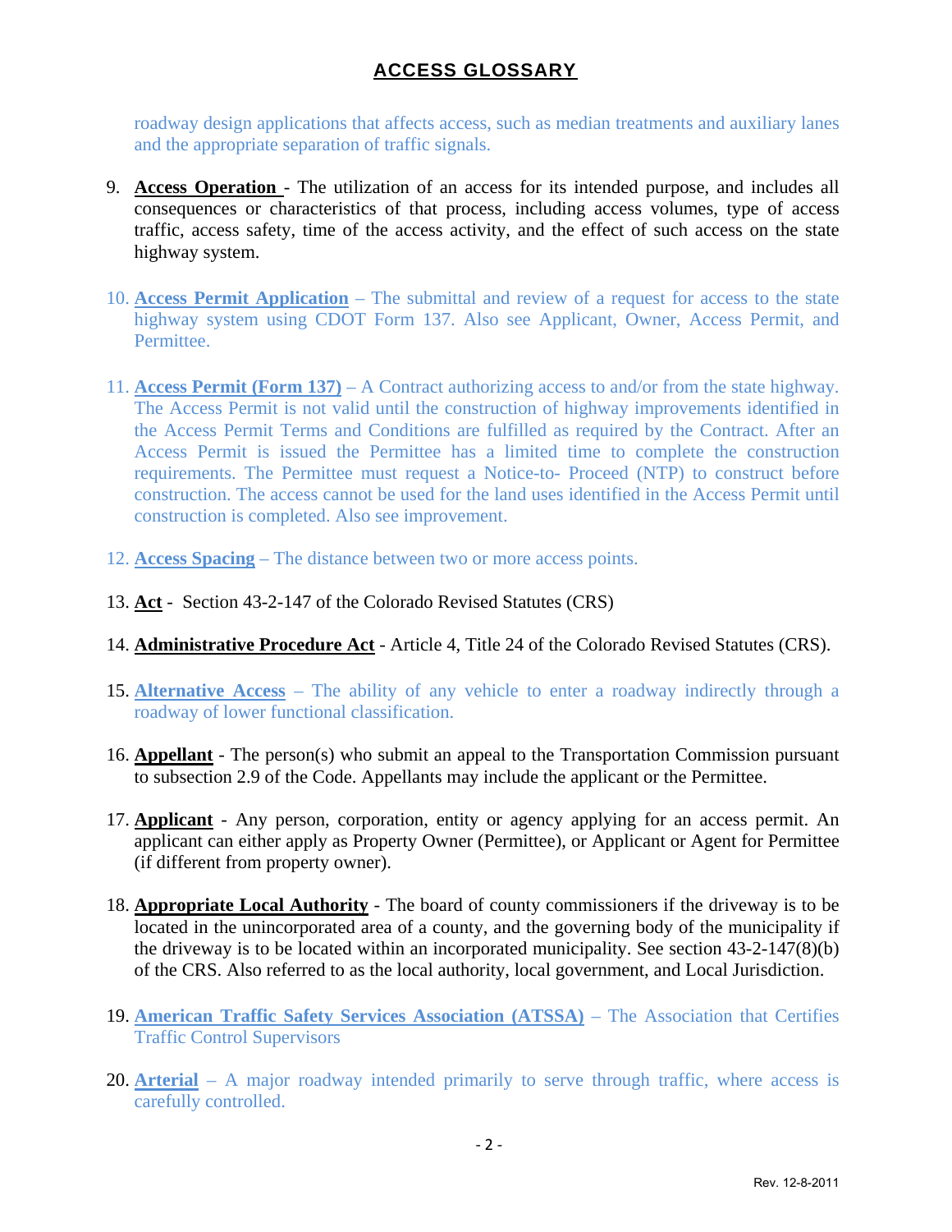## ACCESS GLOSSARY

roadway design applications that affects access, such as median treatments and auxiliary lanes and the appropriate separation of traffic signals.

9. **Access Operation** - The utilization of an access for its intended purpose, and includes all consequences or characteristics of that process, including access volumes, type of access traffic, access safety, time of the access activity, and the effect of such access on the state highway system.

10. **Access Permit Application** – The submittal and review of a request for access to the state highway system using CDOT Form 137. Also see Applicant, Owner, Access Permit, and Permittee.

11. **Access Permit (Form 137)** – A Contract authorizing access to and/or from the state highway. The Access Permit is not valid until the construction of highway improvements identified in the Access Permit Terms and Conditions are fulfilled as required by the Contract. After an Access Permit is issued the Permittee has a limited time to complete the construction requirements. The Permittee must request a Notice-to- Proceed (NTP) to construct before construction. The access cannot be used for the land uses identified in the Access Permit until construction is completed. Also see improvement.

12. **Access Spacing** – The distance between two or more access points.

13. **Act** - Section 43-2-147 of the Colorado Revised Statutes (CRS)

14. **Administrative Procedure Act** - Article 4, Title 24 of the Colorado Revised Statutes (CRS).

15. **Alternative Access** – The ability of any vehicle to enter a roadway indirectly through a roadway of lower functional classification.

16. **Appellant** - The person(s) who submit an appeal to the Transportation Commission pursuant to subsection 2.9 of the Code. Appellants may include the applicant or the Permittee.

17. **Applicant** - Any person, corporation, entity or agency applying for an access permit. An applicant can either apply as Property Owner (Permittee), or Applicant or Agent for Permittee (if different from property owner).

18. **Appropriate Local Authority** - The board of county commissioners if the driveway is to be located in the unincorporated area of a county, and the governing body of the municipality if the driveway is to be located within an incorporated municipality. See section 43-2-147(8)(b) of the CRS. Also referred to as the local authority, local government, and Local Jurisdiction.

19. **American Traffic Safety Services Association (ATSSA)** – The Association that Certifies Traffic Control Supervisors

20. **Arterial** – A major roadway intended primarily to serve through traffic, where access is carefully controlled.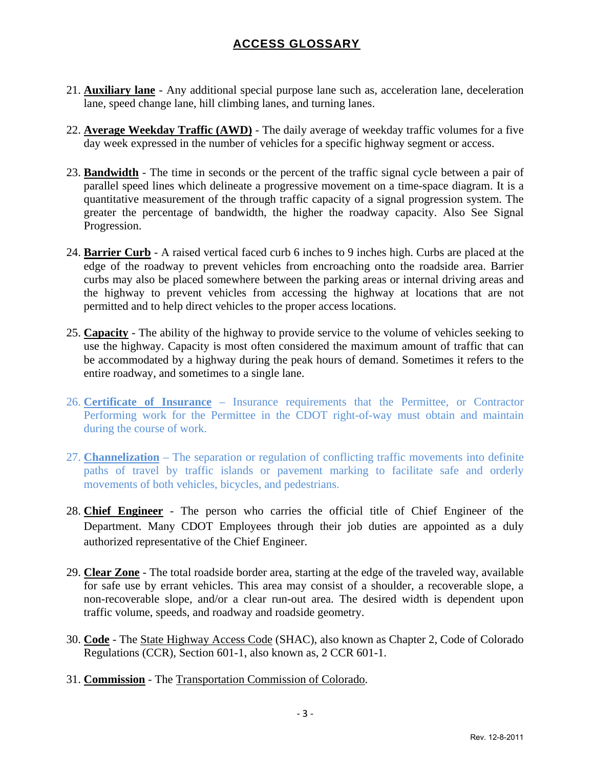## ACCESS GLOSSARY

21. **Auxiliary lane** - Any additional special purpose lane such as, acceleration lane, deceleration lane, speed change lane, hill climbing lanes, and turning lanes.

22. **Average Weekday Traffic (AWD)** - The daily average of weekday traffic volumes for a five day week expressed in the number of vehicles for a specific highway segment or access.

23. **Bandwidth** - The time in seconds or the percent of the traffic signal cycle between a pair of parallel speed lines which delineate a progressive movement on a time-space diagram. It is a quantitative measurement of the through traffic capacity of a signal progression system. The greater the percentage of bandwidth, the higher the roadway capacity. Also See Signal Progression.

24. **Barrier Curb** - A raised vertical faced curb 6 inches to 9 inches high. Curbs are placed at the edge of the roadway to prevent vehicles from encroaching onto the roadside area. Barrier curbs may also be placed somewhere between the parking areas or internal driving areas and the highway to prevent vehicles from accessing the highway at locations that are not permitted and to help direct vehicles to the proper access locations.

25. **Capacity** - The ability of the highway to provide service to the volume of vehicles seeking to use the highway. Capacity is most often considered the maximum amount of traffic that can be accommodated by a highway during the peak hours of demand. Sometimes it refers to the entire roadway, and sometimes to a single lane.

26. **Certificate of Insurance** – Insurance requirements that the Permittee, or Contractor Performing work for the Permittee in the CDOT right-of-way must obtain and maintain during the course of work.

27. **Channelization** – The separation or regulation of conflicting traffic movements into definite paths of travel by traffic islands or pavement marking to facilitate safe and orderly movements of both vehicles, bicycles, and pedestrians.

28. **Chief Engineer** - The person who carries the official title of Chief Engineer of the Department. Many CDOT Employees through their job duties are appointed as a duly authorized representative of the Chief Engineer.

29. **Clear Zone** - The total roadside border area, starting at the edge of the traveled way, available for safe use by errant vehicles. This area may consist of a shoulder, a recoverable slope, a non-recoverable slope, and/or a clear run-out area. The desired width is dependent upon traffic volume, speeds, and roadway and roadside geometry.

30. **Code** - The State Highway Access Code (SHAC), also known as Chapter 2, Code of Colorado Regulations (CCR), Section 601-1, also known as, 2 CCR 601-1.

31. **Commission** - The Transportation Commission of Colorado.

Rev. 12-8-2011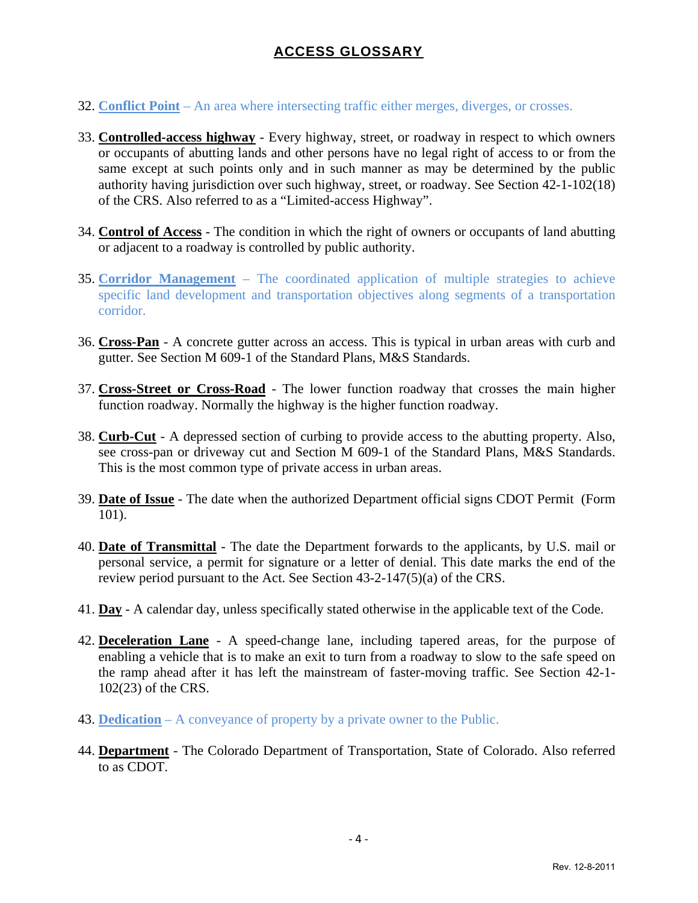## ACCESS GLOSSARY

32. **Conflict Point** – An area where intersecting traffic either merges, diverges, or crosses.

33. **Controlled-access highway** - Every highway, street, or roadway in respect to which owners or occupants of abutting lands and other persons have no legal right of access to or from the same except at such points only and in such manner as may be determined by the public authority having jurisdiction over such highway, street, or roadway. See Section 42-1-102(18) of the CRS. Also referred to as a "Limited-access Highway".

34. **Control of Access** - The condition in which the right of owners or occupants of land abutting or adjacent to a roadway is controlled by public authority.

35. **Corridor Management** – The coordinated application of multiple strategies to achieve specific land development and transportation objectives along segments of a transportation corridor.

36. **Cross-Pan** - A concrete gutter across an access. This is typical in urban areas with curb and gutter. See Section M 609-1 of the Standard Plans, M&S Standards.

37. **Cross-Street or Cross-Road** - The lower function roadway that crosses the main higher function roadway. Normally the highway is the higher function roadway.

38. **Curb-Cut** - A depressed section of curbing to provide access to the abutting property. Also, see cross-pan or driveway cut and Section M 609-1 of the Standard Plans, M&S Standards. This is the most common type of private access in urban areas.

39. **Date of Issue** - The date when the authorized Department official signs CDOT Permit (Form 101).

40. **Date of Transmittal** - The date the Department forwards to the applicants, by U.S. mail or personal service, a permit for signature or a letter of denial. This date marks the end of the review period pursuant to the Act. See Section 43-2-147(5)(a) of the CRS.

41. **Day** - A calendar day, unless specifically stated otherwise in the applicable text of the Code.

42. **Deceleration Lane** - A speed-change lane, including tapered areas, for the purpose of enabling a vehicle that is to make an exit to turn from a roadway to slow to the safe speed on the ramp ahead after it has left the mainstream of faster-moving traffic. See Section 42-1-102(23) of the CRS.

43. **Dedication** – A conveyance of property by a private owner to the Public.

44. **Department** - The Colorado Department of Transportation, State of Colorado. Also referred to as CDOT.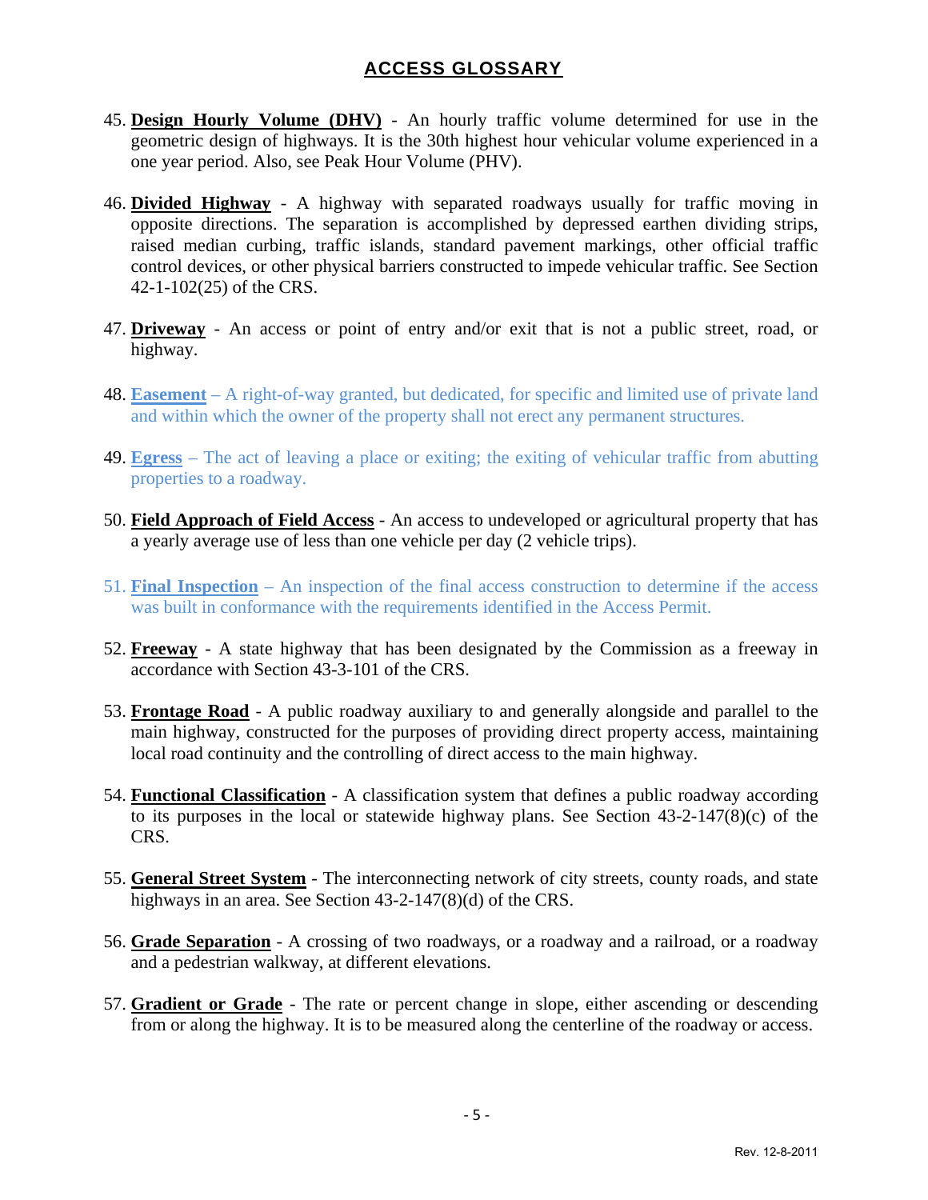## ACCESS GLOSSARY

45. **Design Hourly Volume (DHV)** - An hourly traffic volume determined for use in the geometric design of highways. It is the 30th highest hour vehicular volume experienced in a one year period. Also, see Peak Hour Volume (PHV).

46. **Divided Highway** - A highway with separated roadways usually for traffic moving in opposite directions. The separation is accomplished by depressed earthen dividing strips, raised median curbing, traffic islands, standard pavement markings, other official traffic control devices, or other physical barriers constructed to impede vehicular traffic. See Section 42-1-102(25) of the CRS.

47. **Driveway** - An access or point of entry and/or exit that is not a public street, road, or highway.

48. **Easement** – A right-of-way granted, but dedicated, for specific and limited use of private land and within which the owner of the property shall not erect any permanent structures.

49. **Egress** – The act of leaving a place or exiting; the exiting of vehicular traffic from abutting properties to a roadway.

50. **Field Approach of Field Access** - An access to undeveloped or agricultural property that has a yearly average use of less than one vehicle per day (2 vehicle trips).

51. **Final Inspection** – An inspection of the final access construction to determine if the access was built in conformance with the requirements identified in the Access Permit.

52. **Freeway** - A state highway that has been designated by the Commission as a freeway in accordance with Section 43-3-101 of the CRS.

53. **Frontage Road** - A public roadway auxiliary to and generally alongside and parallel to the main highway, constructed for the purposes of providing direct property access, maintaining local road continuity and the controlling of direct access to the main highway.

54. **Functional Classification** - A classification system that defines a public roadway according to its purposes in the local or statewide highway plans. See Section 43-2-147(8)(c) of the CRS.

55. **General Street System** - The interconnecting network of city streets, county roads, and state highways in an area. See Section 43-2-147(8)(d) of the CRS.

56. **Grade Separation** - A crossing of two roadways, or a roadway and a railroad, or a roadway and a pedestrian walkway, at different elevations.

57. **Gradient or Grade** - The rate or percent change in slope, either ascending or descending from or along the highway. It is to be measured along the centerline of the roadway or access.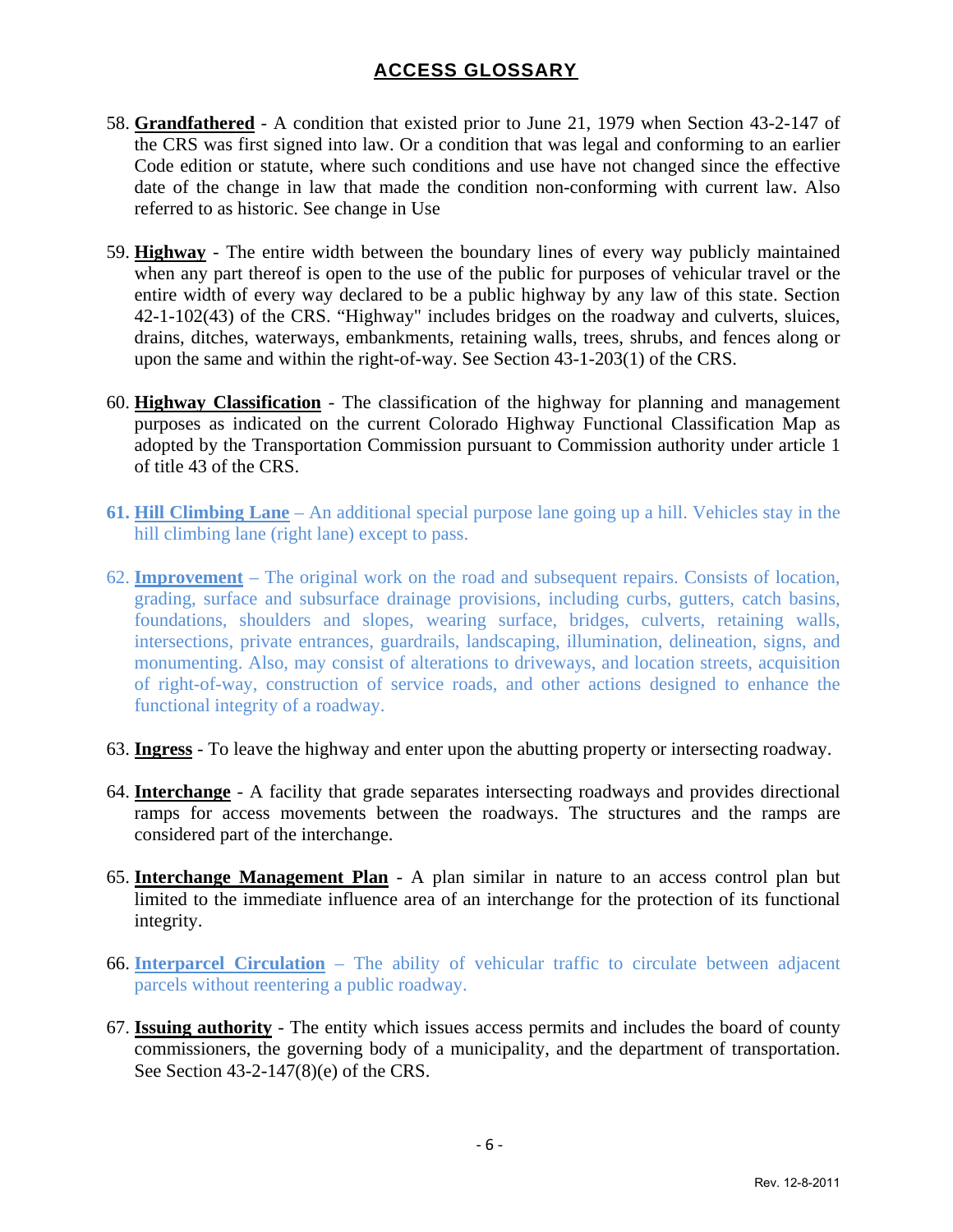## ACCESS GLOSSARY

58. **Grandfathered** - A condition that existed prior to June 21, 1979 when Section 43-2-147 of the CRS was first signed into law. Or a condition that was legal and conforming to an earlier Code edition or statute, where such conditions and use have not changed since the effective date of the change in law that made the condition non-conforming with current law. Also referred to as historic. See change in Use

59. **Highway** - The entire width between the boundary lines of every way publicly maintained when any part thereof is open to the use of the public for purposes of vehicular travel or the entire width of every way declared to be a public highway by any law of this state. Section 42-1-102(43) of the CRS. "Highway" includes bridges on the roadway and culverts, sluices, drains, ditches, waterways, embankments, retaining walls, trees, shrubs, and fences along or upon the same and within the right-of-way. See Section 43-1-203(1) of the CRS.

60. **Highway Classification** - The classification of the highway for planning and management purposes as indicated on the current Colorado Highway Functional Classification Map as adopted by the Transportation Commission pursuant to Commission authority under article 1 of title 43 of the CRS.

61. **Hill Climbing Lane** – An additional special purpose lane going up a hill. Vehicles stay in the hill climbing lane (right lane) except to pass.

62. **Improvement** – The original work on the road and subsequent repairs. Consists of location, grading, surface and subsurface drainage provisions, including curbs, gutters, catch basins, foundations, shoulders and slopes, wearing surface, bridges, culverts, retaining walls, intersections, private entrances, guardrails, landscaping, illumination, delineation, signs, and monumenting. Also, may consist of alterations to driveways, and location streets, acquisition of right-of-way, construction of service roads, and other actions designed to enhance the functional integrity of a roadway.

63. **Ingress** - To leave the highway and enter upon the abutting property or intersecting roadway.

64. **Interchange** - A facility that grade separates intersecting roadways and provides directional ramps for access movements between the roadways. The structures and the ramps are considered part of the interchange.

65. **Interchange Management Plan** - A plan similar in nature to an access control plan but limited to the immediate influence area of an interchange for the protection of its functional integrity.

66. **Interparcel Circulation** – The ability of vehicular traffic to circulate between adjacent parcels without reentering a public roadway.

67. **Issuing authority** - The entity which issues access permits and includes the board of county commissioners, the governing body of a municipality, and the department of transportation. See Section 43-2-147(8)(e) of the CRS.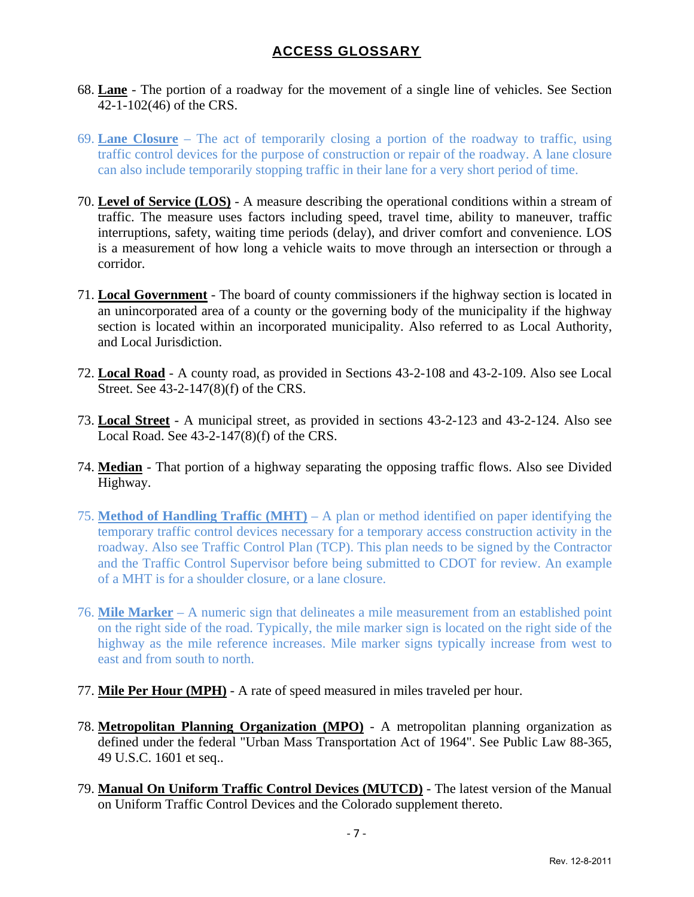## ACCESS GLOSSARY

68. **Lane** - The portion of a roadway for the movement of a single line of vehicles. See Section 42-1-102(46) of the CRS.

69. **Lane Closure** – The act of temporarily closing a portion of the roadway to traffic, using traffic control devices for the purpose of construction or repair of the roadway. A lane closure can also include temporarily stopping traffic in their lane for a very short period of time.

70. **Level of Service (LOS)** - A measure describing the operational conditions within a stream of traffic. The measure uses factors including speed, travel time, ability to maneuver, traffic interruptions, safety, waiting time periods (delay), and driver comfort and convenience. LOS is a measurement of how long a vehicle waits to move through an intersection or through a corridor.

71. **Local Government** - The board of county commissioners if the highway section is located in an unincorporated area of a county or the governing body of the municipality if the highway section is located within an incorporated municipality. Also referred to as Local Authority, and Local Jurisdiction.

72. **Local Road** - A county road, as provided in Sections 43-2-108 and 43-2-109. Also see Local Street. See 43-2-147(8)(f) of the CRS.

73. **Local Street** - A municipal street, as provided in sections 43-2-123 and 43-2-124. Also see Local Road. See 43-2-147(8)(f) of the CRS.

74. **Median** - That portion of a highway separating the opposing traffic flows. Also see Divided Highway.

75. **Method of Handling Traffic (MHT)** – A plan or method identified on paper identifying the temporary traffic control devices necessary for a temporary access construction activity in the roadway. Also see Traffic Control Plan (TCP). This plan needs to be signed by the Contractor and the Traffic Control Supervisor before being submitted to CDOT for review. An example of a MHT is for a shoulder closure, or a lane closure.

76. **Mile Marker** – A numeric sign that delineates a mile measurement from an established point on the right side of the road. Typically, the mile marker sign is located on the right side of the highway as the mile reference increases. Mile marker signs typically increase from west to east and from south to north.

77. **Mile Per Hour (MPH)** - A rate of speed measured in miles traveled per hour.

78. **Metropolitan Planning Organization (MPO)** - A metropolitan planning organization as defined under the federal "Urban Mass Transportation Act of 1964". See Public Law 88-365, 49 U.S.C. 1601 et seq..

79. **Manual On Uniform Traffic Control Devices (MUTCD)** - The latest version of the Manual on Uniform Traffic Control Devices and the Colorado supplement thereto.

Rev. 12-8-2011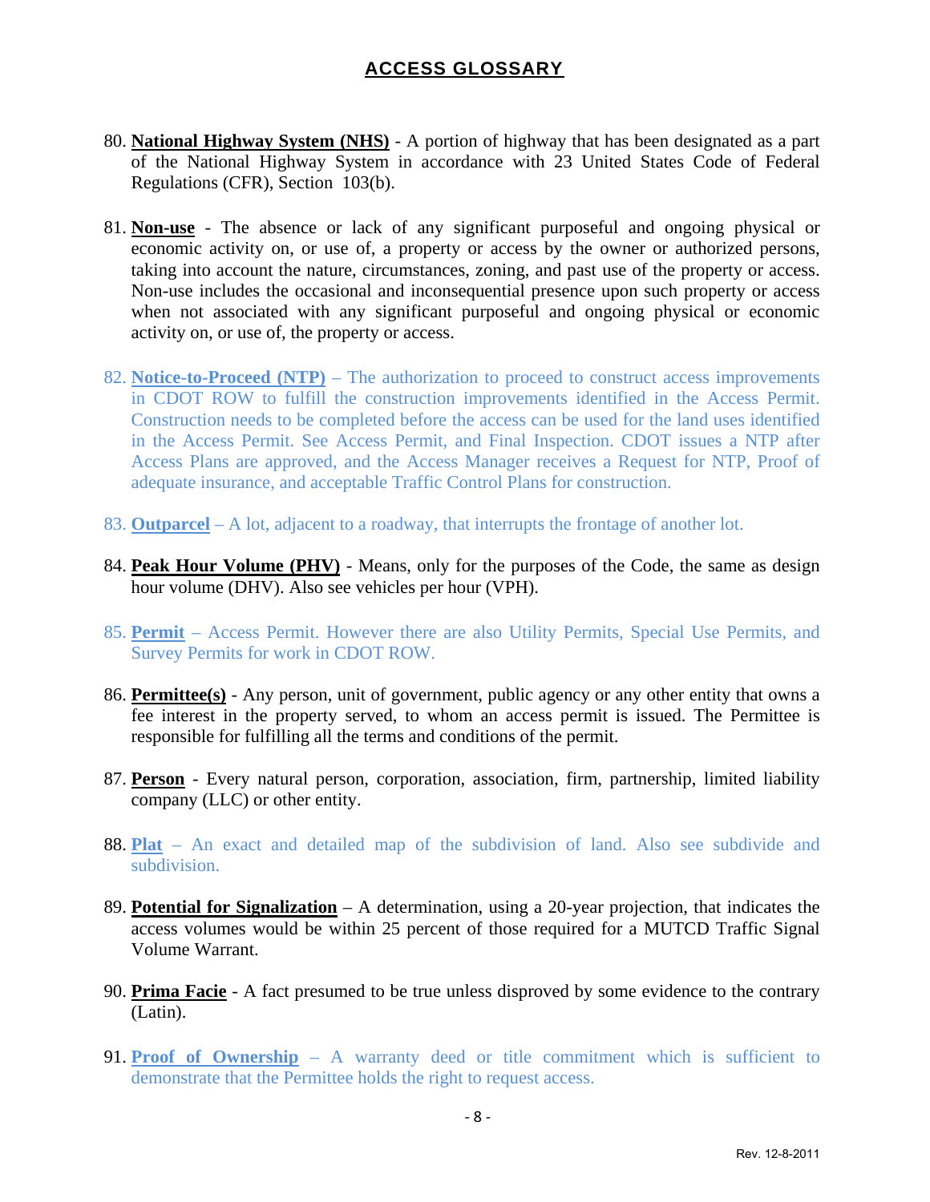# ACCESS GLOSSARY

80. **National Highway System (NHS)** - A portion of highway that has been designated as a part of the National Highway System in accordance with 23 United States Code of Federal Regulations (CFR), Section 103(b).

81. **Non-use** - The absence or lack of any significant purposeful and ongoing physical or economic activity on, or use of, a property or access by the owner or authorized persons, taking into account the nature, circumstances, zoning, and past use of the property or access. Non-use includes the occasional and inconsequential presence upon such property or access when not associated with any significant purposeful and ongoing physical or economic activity on, or use of, the property or access.

82. **Notice-to-Proceed (NTP)** – The authorization to proceed to construct access improvements in CDOT ROW to fulfill the construction improvements identified in the Access Permit. Construction needs to be completed before the access can be used for the land uses identified in the Access Permit. See Access Permit, and Final Inspection. CDOT issues a NTP after Access Plans are approved, and the Access Manager receives a Request for NTP, Proof of adequate insurance, and acceptable Traffic Control Plans for construction.

83. **Outparcel** – A lot, adjacent to a roadway, that interrupts the frontage of another lot.

84. **Peak Hour Volume (PHV)** - Means, only for the purposes of the Code, the same as design hour volume (DHV). Also see vehicles per hour (VPH).

85. **Permit** – Access Permit. However there are also Utility Permits, Special Use Permits, and Survey Permits for work in CDOT ROW.

86. **Permittee(s)** - Any person, unit of government, public agency or any other entity that owns a fee interest in the property served, to whom an access permit is issued. The Permittee is responsible for fulfilling all the terms and conditions of the permit.

87. **Person** - Every natural person, corporation, association, firm, partnership, limited liability company (LLC) or other entity.

88. **Plat** – An exact and detailed map of the subdivision of land. Also see subdivide and subdivision.

89. **Potential for Signalization** – A determination, using a 20-year projection, that indicates the access volumes would be within 25 percent of those required for a MUTCD Traffic Signal Volume Warrant.

90. **Prima Facie** - A fact presumed to be true unless disproved by some evidence to the contrary (Latin).

91. **Proof of Ownership** – A warranty deed or title commitment which is sufficient to demonstrate that the Permittee holds the right to request access.

Rev. 12-8-2011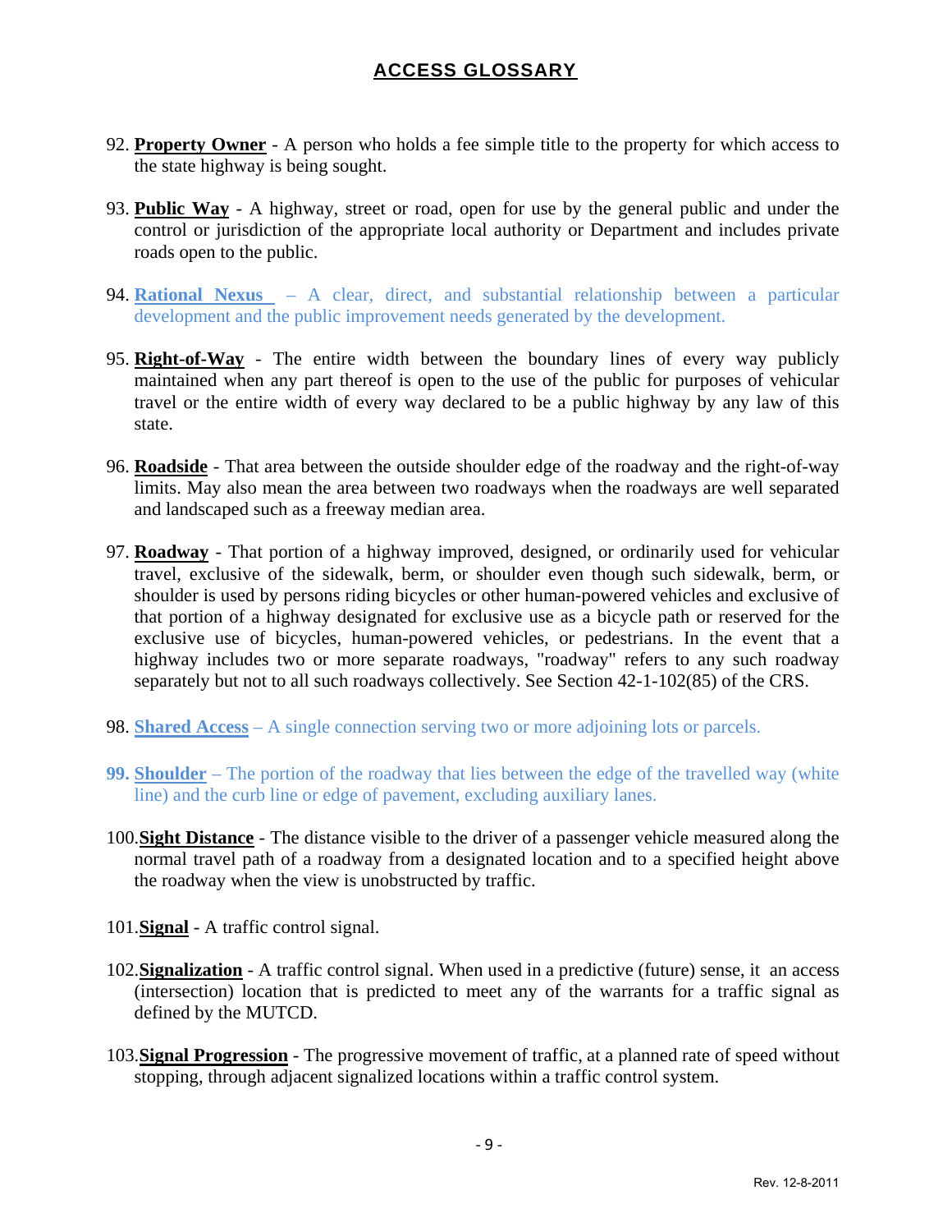## ACCESS GLOSSARY

92. **Property Owner** - A person who holds a fee simple title to the property for which access to the state highway is being sought.

93. **Public Way** - A highway, street or road, open for use by the general public and under the control or jurisdiction of the appropriate local authority or Department and includes private roads open to the public.

94. **Rational Nexus** – A clear, direct, and substantial relationship between a particular development and the public improvement needs generated by the development.

95. **Right-of-Way** - The entire width between the boundary lines of every way publicly maintained when any part thereof is open to the use of the public for purposes of vehicular travel or the entire width of every way declared to be a public highway by any law of this state.

96. **Roadside** - That area between the outside shoulder edge of the roadway and the right-of-way limits. May also mean the area between two roadways when the roadways are well separated and landscaped such as a freeway median area.

97. **Roadway** - That portion of a highway improved, designed, or ordinarily used for vehicular travel, exclusive of the sidewalk, berm, or shoulder even though such sidewalk, berm, or shoulder is used by persons riding bicycles or other human-powered vehicles and exclusive of that portion of a highway designated for exclusive use as a bicycle path or reserved for the exclusive use of bicycles, human-powered vehicles, or pedestrians. In the event that a highway includes two or more separate roadways, "roadway" refers to any such roadway separately but not to all such roadways collectively. See Section 42-1-102(85) of the CRS.

98. **Shared Access** – A single connection serving two or more adjoining lots or parcels.

99. **Shoulder** – The portion of the roadway that lies between the edge of the travelled way (white line) and the curb line or edge of pavement, excluding auxiliary lanes.

100. **Sight Distance** - The distance visible to the driver of a passenger vehicle measured along the normal travel path of a roadway from a designated location and to a specified height above the roadway when the view is unobstructed by traffic.

101. **Signal** - A traffic control signal.

102. **Signalization** - A traffic control signal. When used in a predictive (future) sense, it an access (intersection) location that is predicted to meet any of the warrants for a traffic signal as defined by the MUTCD.

103. **Signal Progression** - The progressive movement of traffic, at a planned rate of speed without stopping, through adjacent signalized locations within a traffic control system.

Rev. 12-8-2011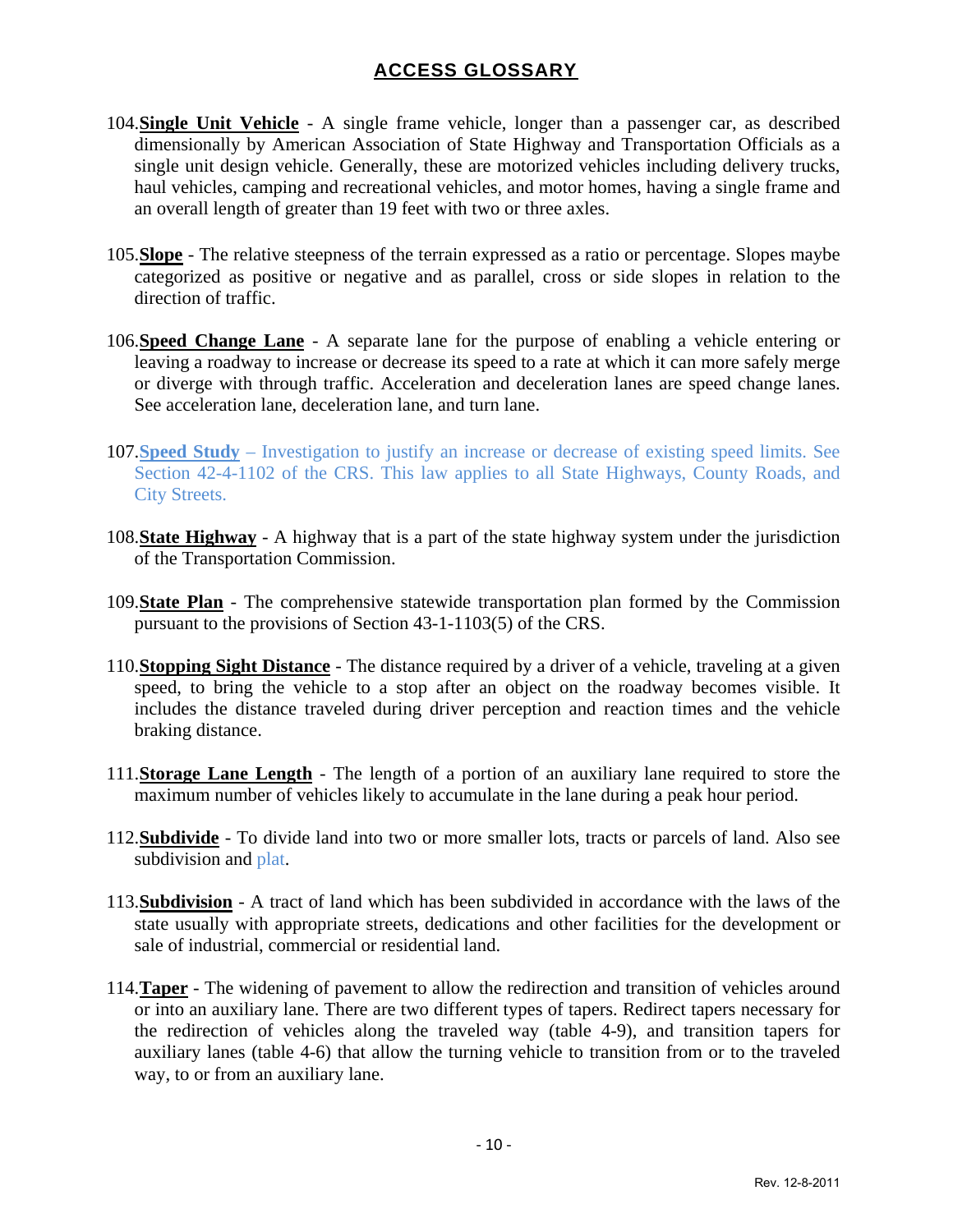# ACCESS GLOSSARY

104. **Single Unit Vehicle** - A single frame vehicle, longer than a passenger car, as described dimensionally by American Association of State Highway and Transportation Officials as a single unit design vehicle. Generally, these are motorized vehicles including delivery trucks, haul vehicles, camping and recreational vehicles, and motor homes, having a single frame and an overall length of greater than 19 feet with two or three axles.

105. **Slope** - The relative steepness of the terrain expressed as a ratio or percentage. Slopes maybe categorized as positive or negative and as parallel, cross or side slopes in relation to the direction of traffic.

106. **Speed Change Lane** - A separate lane for the purpose of enabling a vehicle entering or leaving a roadway to increase or decrease its speed to a rate at which it can more safely merge or diverge with through traffic. Acceleration and deceleration lanes are speed change lanes. See acceleration lane, deceleration lane, and turn lane.

107. **Speed Study** – Investigation to justify an increase or decrease of existing speed limits. See Section 42-4-1102 of the CRS. This law applies to all State Highways, County Roads, and City Streets.

108. **State Highway** - A highway that is a part of the state highway system under the jurisdiction of the Transportation Commission.

109. **State Plan** - The comprehensive statewide transportation plan formed by the Commission pursuant to the provisions of Section 43-1-1103(5) of the CRS.

110. **Stopping Sight Distance** - The distance required by a driver of a vehicle, traveling at a given speed, to bring the vehicle to a stop after an object on the roadway becomes visible. It includes the distance traveled during driver perception and reaction times and the vehicle braking distance.

111. **Storage Lane Length** - The length of a portion of an auxiliary lane required to store the maximum number of vehicles likely to accumulate in the lane during a peak hour period.

112. **Subdivide** - To divide land into two or more smaller lots, tracts or parcels of land. Also see subdivision and plat.

113. **Subdivision** - A tract of land which has been subdivided in accordance with the laws of the state usually with appropriate streets, dedications and other facilities for the development or sale of industrial, commercial or residential land.

114. **Taper** - The widening of pavement to allow the redirection and transition of vehicles around or into an auxiliary lane. There are two different types of tapers. Redirect tapers necessary for the redirection of vehicles along the traveled way (table 4-9), and transition tapers for auxiliary lanes (table 4-6) that allow the turning vehicle to transition from or to the traveled way, to or from an auxiliary lane.

Rev. 12-8-2011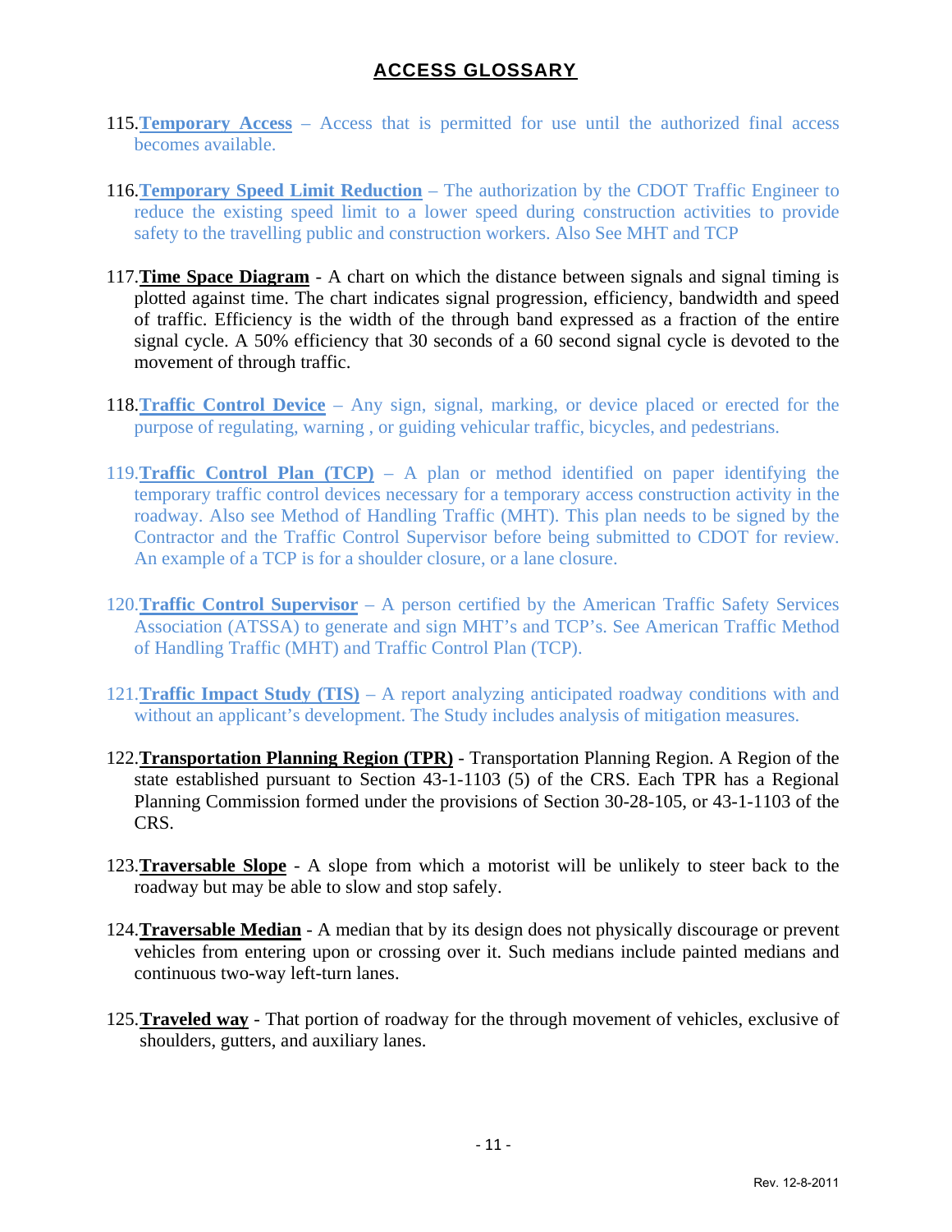## ACCESS GLOSSARY

115. **Temporary Access** – Access that is permitted for use until the authorized final access becomes available.

116. **Temporary Speed Limit Reduction** – The authorization by the CDOT Traffic Engineer to reduce the existing speed limit to a lower speed during construction activities to provide safety to the travelling public and construction workers. Also See MHT and TCP

117. **Time Space Diagram** - A chart on which the distance between signals and signal timing is plotted against time. The chart indicates signal progression, efficiency, bandwidth and speed of traffic. Efficiency is the width of the through band expressed as a fraction of the entire signal cycle. A 50% efficiency that 30 seconds of a 60 second signal cycle is devoted to the movement of through traffic.

118. **Traffic Control Device** – Any sign, signal, marking, or device placed or erected for the purpose of regulating, warning , or guiding vehicular traffic, bicycles, and pedestrians.

119. **Traffic Control Plan (TCP)** – A plan or method identified on paper identifying the temporary traffic control devices necessary for a temporary access construction activity in the roadway. Also see Method of Handling Traffic (MHT). This plan needs to be signed by the Contractor and the Traffic Control Supervisor before being submitted to CDOT for review. An example of a TCP is for a shoulder closure, or a lane closure.

120. **Traffic Control Supervisor** – A person certified by the American Traffic Safety Services Association (ATSSA) to generate and sign MHT's and TCP's. See American Traffic Method of Handling Traffic (MHT) and Traffic Control Plan (TCP).

121. **Traffic Impact Study (TIS)** – A report analyzing anticipated roadway conditions with and without an applicant's development. The Study includes analysis of mitigation measures.

122. **Transportation Planning Region (TPR)** - Transportation Planning Region. A Region of the state established pursuant to Section 43-1-1103 (5) of the CRS. Each TPR has a Regional Planning Commission formed under the provisions of Section 30-28-105, or 43-1-1103 of the CRS.

123. **Traversable Slope** - A slope from which a motorist will be unlikely to steer back to the roadway but may be able to slow and stop safely.

124. **Traversable Median** - A median that by its design does not physically discourage or prevent vehicles from entering upon or crossing over it. Such medians include painted medians and continuous two-way left-turn lanes.

125. **Traveled way** - That portion of roadway for the through movement of vehicles, exclusive of shoulders, gutters, and auxiliary lanes.

Rev. 12-8-2011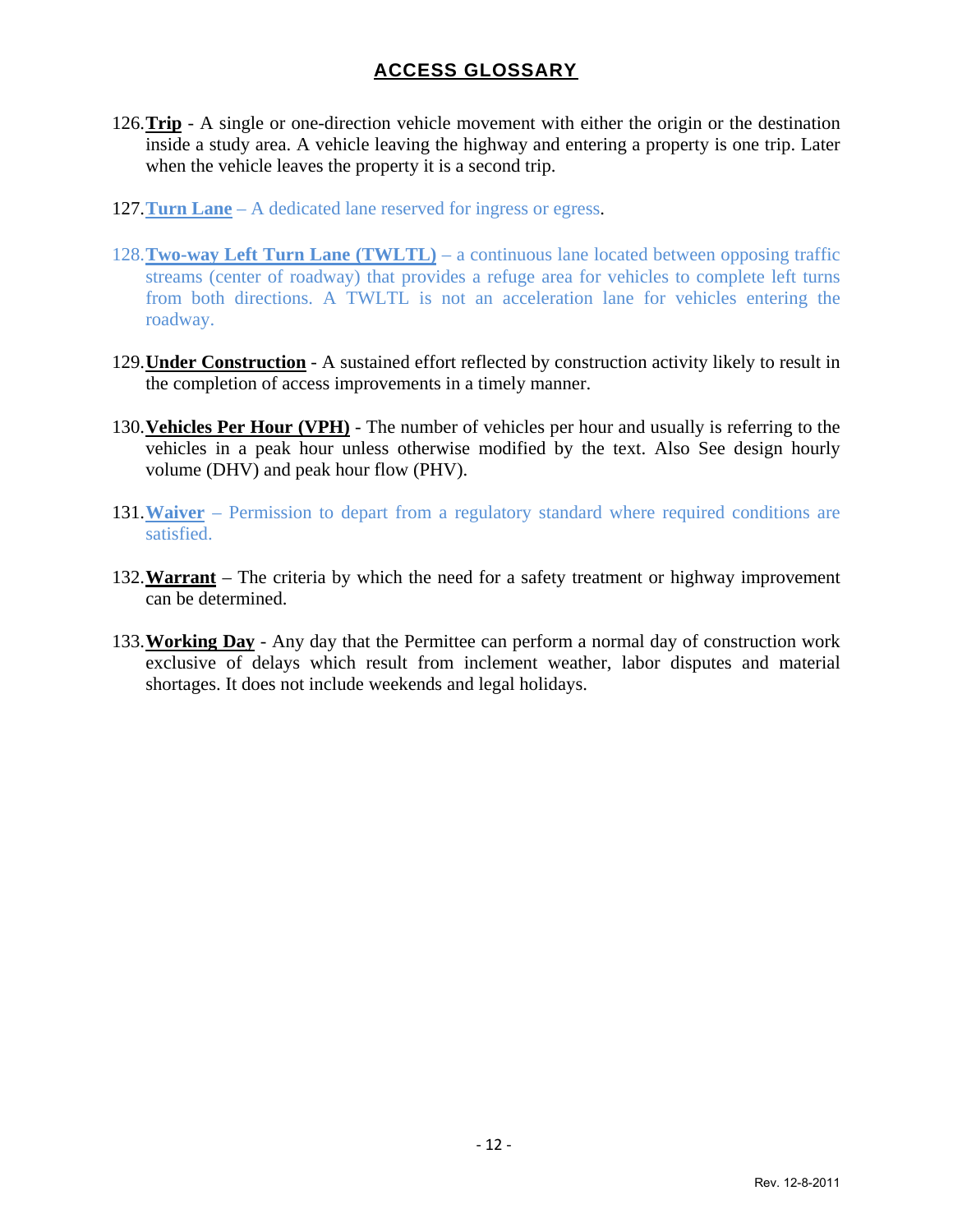## ACCESS GLOSSARY

126. **Trip** - A single or one-direction vehicle movement with either the origin or the destination inside a study area. A vehicle leaving the highway and entering a property is one trip. Later when the vehicle leaves the property it is a second trip.

127. **Turn Lane** – A dedicated lane reserved for ingress or egress.

128. **Two-way Left Turn Lane (TWLTL)** – a continuous lane located between opposing traffic streams (center of roadway) that provides a refuge area for vehicles to complete left turns from both directions. A TWLTL is not an acceleration lane for vehicles entering the roadway.

129. **Under Construction** - A sustained effort reflected by construction activity likely to result in the completion of access improvements in a timely manner.

130. **Vehicles Per Hour (VPH)** - The number of vehicles per hour and usually is referring to the vehicles in a peak hour unless otherwise modified by the text. Also See design hourly volume (DHV) and peak hour flow (PHV).

131. **Waiver** – Permission to depart from a regulatory standard where required conditions are satisfied.

132. **Warrant** – The criteria by which the need for a safety treatment or highway improvement can be determined.

133. **Working Day** - Any day that the Permittee can perform a normal day of construction work exclusive of delays which result from inclement weather, labor disputes and material shortages. It does not include weekends and legal holidays.

Rev. 12-8-2011